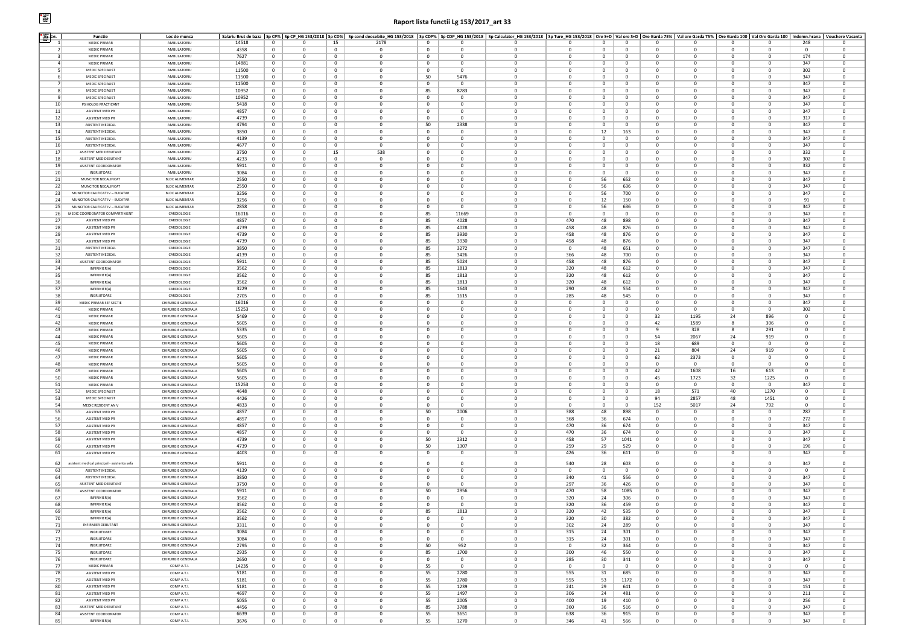# Raport lista functii Lg 153/2017_art 33

| Nr. Crt. | Functie | Loc de munca | Salariu Brut de baza | Sp CP% | Sp CP_HG 153/2018 | Sp CD% | Sp cond deosebite_HG 153/2018 | Sp CDP% | Sp CDP_HG 153/2018 | Sp Calculator_HG 153/2018 | Sp Ture_HG 153/2018 | Ore S+D | Val ore S+D | Ore Garda 75% | Val ore Garda 75% | Ore Garda 100 | Val Ore Garda 100 | Indemn.hrana | Vouchere Vacanta |
|---|---|---|---|---|---|---|---|---|---|---|---|---|---|---|---|---|---|---|---|
| 1 | MEDIC PRIMAR | AMBULATORIU | 14518 | 0 | 0 | 15 | 2178 | 0 | 0 | 0 | 0 | 0 | 0 | 0 | 0 | 0 | 0 | 248 | 0 |
| 2 | MEDIC PRIMAR | AMBULATORIU | 4358 | 0 | 0 | 0 | 0 | 0 | 0 | 0 | 0 | 0 | 0 | 0 | 0 | 0 | 0 | 0 | 0 |
| 3 | MEDIC PRIMAR | AMBULATORIU | 7627 | 0 | 0 | 0 | 0 | 0 | 0 | 0 | 0 | 0 | 0 | 0 | 0 | 0 | 0 | 174 | 0 |
| 4 | MEDIC PRIMAR | AMBULATORIU | 14881 | 0 | 0 | 0 | 0 | 0 | 0 | 0 | 0 | 0 | 0 | 0 | 0 | 0 | 0 | 347 | 0 |
| 5 | MEDIC SPECIALIST | AMBULATORIU | 11500 | 0 | 0 | 0 | 0 | 0 | 0 | 0 | 0 | 0 | 0 | 0 | 0 | 0 | 0 | 302 | 0 |
| 6 | MEDIC SPECIALIST | AMBULATORIU | 11500 | 0 | 0 | 0 | 0 | 50 | 5476 | 0 | 0 | 0 | 0 | 0 | 0 | 0 | 0 | 347 | 0 |
| 7 | MEDIC SPECIALIST | AMBULATORIU | 11500 | 0 | 0 | 0 | 0 | 0 | 0 | 0 | 0 | 0 | 0 | 0 | 0 | 0 | 0 | 347 | 0 |
| 8 | MEDIC SPECIALIST | AMBULATORIU | 10952 | 0 | 0 | 0 | 0 | 85 | 8783 | 0 | 0 | 0 | 0 | 0 | 0 | 0 | 0 | 347 | 0 |
| 9 | MEDIC SPECIALIST | AMBULATORIU | 10952 | 0 | 0 | 0 | 0 | 0 | 0 | 0 | 0 | 0 | 0 | 0 | 0 | 0 | 0 | 347 | 0 |
| 10 | PSIHOLOG PRACTICANT | AMBULATORIU | 5418 | 0 | 0 | 0 | 0 | 0 | 0 | 0 | 0 | 0 | 0 | 0 | 0 | 0 | 0 | 347 | 0 |
| 11 | ASISTENT MED PR | AMBULATORIU | 4857 | 0 | 0 | 0 | 0 | 0 | 0 | 0 | 0 | 0 | 0 | 0 | 0 | 0 | 0 | 347 | 0 |
| 12 | ASISTENT MED PR | AMBULATORIU | 4739 | 0 | 0 | 0 | 0 | 0 | 0 | 0 | 0 | 0 | 0 | 0 | 0 | 0 | 0 | 317 | 0 |
| 13 | ASISTENT MEDICAL | AMBULATORIU | 4794 | 0 | 0 | 0 | 0 | 50 | 2338 | 0 | 0 | 0 | 0 | 0 | 0 | 0 | 0 | 347 | 0 |
| 14 | ASISTENT MEDICAL | AMBULATORIU | 3850 | 0 | 0 | 0 | 0 | 0 | 0 | 0 | 0 | 12 | 163 | 0 | 0 | 0 | 0 | 347 | 0 |
| 15 | ASISTENT MEDICAL | AMBULATORIU | 4139 | 0 | 0 | 0 | 0 | 0 | 0 | 0 | 0 | 0 | 0 | 0 | 0 | 0 | 0 | 347 | 0 |
| 16 | ASISTENT MEDICAL | AMBULATORIU | 4677 | 0 | 0 | 0 | 0 | 0 | 0 | 0 | 0 | 0 | 0 | 0 | 0 | 0 | 0 | 347 | 0 |
| 17 | ASISTENT MED DEBUTANT | AMBULATORIU | 3750 | 0 | 0 | 15 | 538 | 0 | 0 | 0 | 0 | 0 | 0 | 0 | 0 | 0 | 0 | 332 | 0 |
| 18 | ASISTENT MED DEBUTANT | AMBULATORIU | 4233 | 0 | 0 | 0 | 0 | 0 | 0 | 0 | 0 | 0 | 0 | 0 | 0 | 0 | 0 | 302 | 0 |
| 19 | ASISTENT COORDONATOR | AMBULATORIU | 5911 | 0 | 0 | 0 | 0 | 0 | 0 | 0 | 0 | 0 | 0 | 0 | 0 | 0 | 0 | 332 | 0 |
| 20 | INGRIJITOARE | AMBULATORIU | 3084 | 0 | 0 | 0 | 0 | 0 | 0 | 0 | 0 | 0 | 0 | 0 | 0 | 0 | 0 | 347 | 0 |
| 21 | MUNCITOR NECALIFICAT | BLOC ALIMENTAR | 2550 | 0 | 0 | 0 | 0 | 0 | 0 | 0 | 0 | 56 | 652 | 0 | 0 | 0 | 0 | 347 | 0 |
| 22 | MUNCITOR NECALIFICAT | BLOC ALIMENTAR | 2550 | 0 | 0 | 0 | 0 | 0 | 0 | 0 | 0 | 56 | 636 | 0 | 0 | 0 | 0 | 347 | 0 |
| 23 | MUNCITOR CALIFICAT IV – BUCATAR | BLOC ALIMENTAR | 3256 | 0 | 0 | 0 | 0 | 0 | 0 | 0 | 0 | 56 | 700 | 0 | 0 | 0 | 0 | 347 | 0 |
| 24 | MUNCITOR CALIFICAT IV – BUCATAR | BLOC ALIMENTAR | 3256 | 0 | 0 | 0 | 0 | 0 | 0 | 0 | 0 | 12 | 150 | 0 | 0 | 0 | 0 | 91 | 0 |
| 25 | MUNCITOR CALIFICAT IV – BUCATAR | BLOC ALIMENTAR | 2858 | 0 | 0 | 0 | 0 | 0 | 0 | 0 | 0 | 56 | 636 | 0 | 0 | 0 | 0 | 347 | 0 |
| 26 | MEDIC COORDONATOR COMPARTIMENT | CARDIOLOGIE | 16016 | 0 | 0 | 0 | 0 | 85 | 11669 | 0 | 0 | 0 | 0 | 0 | 0 | 0 | 0 | 347 | 0 |
| 27 | ASISTENT MED PR | CARDIOLOGIE | 4857 | 0 | 0 | 0 | 0 | 85 | 4028 | 0 | 470 | 48 | 898 | 0 | 0 | 0 | 0 | 347 | 0 |
| 28 | ASISTENT MED PR | CARDIOLOGIE | 4739 | 0 | 0 | 0 | 0 | 85 | 4028 | 0 | 458 | 48 | 876 | 0 | 0 | 0 | 0 | 347 | 0 |
| 29 | ASISTENT MED PR | CARDIOLOGIE | 4739 | 0 | 0 | 0 | 0 | 85 | 3930 | 0 | 458 | 48 | 876 | 0 | 0 | 0 | 0 | 347 | 0 |
| 30 | ASISTENT MED PR | CARDIOLOGIE | 4739 | 0 | 0 | 0 | 0 | 85 | 3930 | 0 | 458 | 48 | 876 | 0 | 0 | 0 | 0 | 347 | 0 |
| 31 | ASISTENT MEDICAL | CARDIOLOGIE | 3850 | 0 | 0 | 0 | 0 | 85 | 3272 | 0 | 0 | 48 | 651 | 0 | 0 | 0 | 0 | 347 | 0 |
| 32 | ASISTENT MEDICAL | CARDIOLOGIE | 4139 | 0 | 0 | 0 | 0 | 85 | 3426 | 0 | 366 | 48 | 700 | 0 | 0 | 0 | 0 | 347 | 0 |
| 33 | ASISTENT COORDONATOR | CARDIOLOGIE | 5911 | 0 | 0 | 0 | 0 | 85 | 5024 | 0 | 458 | 48 | 876 | 0 | 0 | 0 | 0 | 347 | 0 |
| 34 | INFIRMIER(A) | CARDIOLOGIE | 3562 | 0 | 0 | 0 | 0 | 85 | 1813 | 0 | 320 | 48 | 612 | 0 | 0 | 0 | 0 | 347 | 0 |
| 35 | INFIRMIER(A) | CARDIOLOGIE | 3562 | 0 | 0 | 0 | 0 | 85 | 1813 | 0 | 320 | 48 | 612 | 0 | 0 | 0 | 0 | 347 | 0 |
| 36 | INFIRMIER(A) | CARDIOLOGIE | 3562 | 0 | 0 | 0 | 0 | 85 | 1813 | 0 | 320 | 48 | 612 | 0 | 0 | 0 | 0 | 347 | 0 |
| 37 | INFIRMIER(A) | CARDIOLOGIE | 3229 | 0 | 0 | 0 | 0 | 85 | 1643 | 0 | 290 | 48 | 554 | 0 | 0 | 0 | 0 | 347 | 0 |
| 38 | INGRIJITOARE | CARDIOLOGIE | 2705 | 0 | 0 | 0 | 0 | 85 | 1615 | 0 | 285 | 48 | 545 | 0 | 0 | 0 | 0 | 347 | 0 |
| 39 | MEDIC PRIMAR SEF SECTIE | CHIRURGIE GENERALA | 16016 | 0 | 0 | 0 | 0 | 0 | 0 | 0 | 0 | 0 | 0 | 0 | 0 | 0 | 0 | 347 | 0 |
| 40 | MEDIC PRIMAR | CHIRURGIE GENERALA | 15253 | 0 | 0 | 0 | 0 | 0 | 0 | 0 | 0 | 0 | 0 | 0 | 0 | 0 | 0 | 302 | 0 |
| 41 | MEDIC PRIMAR | CHIRURGIE GENERALA | 5469 | 0 | 0 | 0 | 0 | 0 | 0 | 0 | 0 | 0 | 0 | 32 | 1195 | 24 | 896 | 0 | 0 |
| 42 | MEDIC PRIMAR | CHIRURGIE GENERALA | 5605 | 0 | 0 | 0 | 0 | 0 | 0 | 0 | 0 | 0 | 0 | 42 | 1589 | 8 | 306 | 0 | 0 |
| 43 | MEDIC PRIMAR | CHIRURGIE GENERALA | 5335 | 0 | 0 | 0 | 0 | 0 | 0 | 0 | 0 | 0 | 0 | 9 | 328 | 8 | 291 | 0 | 0 |
| 44 | MEDIC PRIMAR | CHIRURGIE GENERALA | 5605 | 0 | 0 | 0 | 0 | 0 | 0 | 0 | 0 | 0 | 0 | 54 | 2067 | 24 | 919 | 0 | 0 |
| 45 | MEDIC PRIMAR | CHIRURGIE GENERALA | 5605 | 0 | 0 | 0 | 0 | 0 | 0 | 0 | 0 | 0 | 0 | 18 | 689 | 0 | 0 | 0 | 0 |
| 46 | MEDIC PRIMAR | CHIRURGIE GENERALA | 5605 | 0 | 0 | 0 | 0 | 0 | 0 | 0 | 0 | 0 | 0 | 21 | 804 | 24 | 919 | 0 | 0 |
| 47 | MEDIC PRIMAR | CHIRURGIE GENERALA | 5605 | 0 | 0 | 0 | 0 | 0 | 0 | 0 | 0 | 0 | 0 | 62 | 2373 | 0 | 0 | 0 | 0 |
| 48 | MEDIC PRIMAR | CHIRURGIE GENERALA | 5605 | 0 | 0 | 0 | 0 | 0 | 0 | 0 | 0 | 0 | 0 | 0 | 0 | 0 | 0 | 0 | 0 |
| 49 | MEDIC PRIMAR | CHIRURGIE GENERALA | 5605 | 0 | 0 | 0 | 0 | 0 | 0 | 0 | 0 | 0 | 0 | 42 | 1608 | 16 | 613 | 0 | 0 |
| 50 | MEDIC PRIMAR | CHIRURGIE GENERALA | 5605 | 0 | 0 | 0 | 0 | 0 | 0 | 0 | 0 | 0 | 0 | 45 | 1723 | 32 | 1225 | 0 | 0 |
| 51 | MEDIC PRIMAR | CHIRURGIE GENERALA | 15253 | 0 | 0 | 0 | 0 | 0 | 0 | 0 | 0 | 0 | 0 | 0 | 0 | 0 | 0 | 347 | 0 |
| 52 | MEDIC SPECIALIST | CHIRURGIE GENERALA | 4648 | 0 | 0 | 0 | 0 | 0 | 0 | 0 | 0 | 0 | 0 | 18 | 571 | 40 | 1270 | 0 | 0 |
| 53 | MEDIC SPECIALIST | CHIRURGIE GENERALA | 4426 | 0 | 0 | 0 | 0 | 0 | 0 | 0 | 0 | 0 | 0 | 94 | 2857 | 48 | 1451 | 0 | 0 |
| 54 | MEDIC REZIDENT AN V | CHIRURGIE GENERALA | 4833 | 0 | 0 | 0 | 0 | 0 | 0 | 0 | 0 | 0 | 0 | 152 | 5017 | 24 | 792 | 0 | 0 |
| 55 | ASISTENT MED PR | CHIRURGIE GENERALA | 4857 | 0 | 0 | 0 | 0 | 50 | 2006 | 0 | 388 | 48 | 898 | 0 | 0 | 0 | 0 | 287 | 0 |
| 56 | ASISTENT MED PR | CHIRURGIE GENERALA | 4857 | 0 | 0 | 0 | 0 | 0 | 0 | 0 | 368 | 36 | 674 | 0 | 0 | 0 | 0 | 272 | 0 |
| 57 | ASISTENT MED PR | CHIRURGIE GENERALA | 4857 | 0 | 0 | 0 | 0 | 0 | 0 | 0 | 470 | 36 | 674 | 0 | 0 | 0 | 0 | 347 | 0 |
| 58 | ASISTENT MED PR | CHIRURGIE GENERALA | 4857 | 0 | 0 | 0 | 0 | 0 | 0 | 0 | 470 | 36 | 674 | 0 | 0 | 0 | 0 | 347 | 0 |
| 59 | ASISTENT MED PR | CHIRURGIE GENERALA | 4739 | 0 | 0 | 0 | 0 | 50 | 2312 | 0 | 458 | 57 | 1041 | 0 | 0 | 0 | 0 | 347 | 0 |
| 60 | ASISTENT MED PR | CHIRURGIE GENERALA | 4739 | 0 | 0 | 0 | 0 | 50 | 1307 | 0 | 259 | 29 | 529 | 0 | 0 | 0 | 0 | 196 | 0 |
| 61 | ASISTENT MED PR | CHIRURGIE GENERALA | 4403 | 0 | 0 | 0 | 0 | 0 | 0 | 0 | 426 | 36 | 611 | 0 | 0 | 0 | 0 | 347 | 0 |
| 62 | asistent medical principal - asistenta sefa | CHIRURGIE GENERALA | 5911 | 0 | 0 | 0 | 0 | 0 | 0 | 0 | 540 | 28 | 603 | 0 | 0 | 0 | 0 | 347 | 0 |
| 63 | ASISTENT MEDICAL | CHIRURGIE GENERALA | 4139 | 0 | 0 | 0 | 0 | 0 | 0 | 0 | 0 | 0 | 0 | 0 | 0 | 0 | 0 | 0 | 0 |
| 64 | ASISTENT MEDICAL | CHIRURGIE GENERALA | 3850 | 0 | 0 | 0 | 0 | 0 | 0 | 0 | 340 | 41 | 556 | 0 | 0 | 0 | 0 | 347 | 0 |
| 65 | ASISTENT MED DEBUTANT | CHIRURGIE GENERALA | 3750 | 0 | 0 | 0 | 0 | 0 | 0 | 0 | 297 | 36 | 426 | 0 | 0 | 0 | 0 | 347 | 0 |
| 66 | ASISTENT COORDONATOR | CHIRURGIE GENERALA | 5911 | 0 | 0 | 0 | 0 | 50 | 2956 | 0 | 470 | 58 | 1085 | 0 | 0 | 0 | 0 | 347 | 0 |
| 67 | INFIRMIER(A) | CHIRURGIE GENERALA | 3562 | 0 | 0 | 0 | 0 | 0 | 0 | 0 | 320 | 24 | 306 | 0 | 0 | 0 | 0 | 347 | 0 |
| 68 | INFIRMIER(A) | CHIRURGIE GENERALA | 3562 | 0 | 0 | 0 | 0 | 0 | 0 | 0 | 320 | 36 | 459 | 0 | 0 | 0 | 0 | 347 | 0 |
| 69 | INFIRMIER(A) | CHIRURGIE GENERALA | 3562 | 0 | 0 | 0 | 0 | 85 | 1813 | 0 | 320 | 42 | 535 | 0 | 0 | 0 | 0 | 347 | 0 |
| 70 | INFIRMIER(A) | CHIRURGIE GENERALA | 3562 | 0 | 0 | 0 | 0 | 0 | 0 | 0 | 320 | 30 | 382 | 0 | 0 | 0 | 0 | 347 | 0 |
| 71 | INFIRMIER DEBUTANT | CHIRURGIE GENERALA | 3311 | 0 | 0 | 0 | 0 | 0 | 0 | 0 | 302 | 24 | 289 | 0 | 0 | 0 | 0 | 347 | 0 |
| 72 | INGRIJITOARE | CHIRURGIE GENERALA | 3084 | 0 | 0 | 0 | 0 | 0 | 0 | 0 | 315 | 24 | 301 | 0 | 0 | 0 | 0 | 347 | 0 |
| 73 | INGRIJITOARE | CHIRURGIE GENERALA | 3084 | 0 | 0 | 0 | 0 | 0 | 0 | 0 | 315 | 24 | 301 | 0 | 0 | 0 | 0 | 347 | 0 |
| 74 | INGRIJITOARE | CHIRURGIE GENERALA | 2795 | 0 | 0 | 0 | 0 | 50 | 952 | 0 | 0 | 32 | 364 | 0 | 0 | 0 | 0 | 347 | 0 |
| 75 | INGRIJITOARE | CHIRURGIE GENERALA | 2935 | 0 | 0 | 0 | 0 | 85 | 1700 | 0 | 300 | 46 | 550 | 0 | 0 | 0 | 0 | 347 | 0 |
| 76 | INGRIJITOARE | CHIRURGIE GENERALA | 2650 | 0 | 0 | 0 | 0 | 0 | 0 | 0 | 285 | 30 | 341 | 0 | 0 | 0 | 0 | 347 | 0 |
| 77 | MEDIC PRIMAR | COMP A.T.I. | 14235 | 0 | 0 | 0 | 0 | 55 | 0 | 0 | 0 | 0 | 0 | 0 | 0 | 0 | 0 | 0 | 0 |
| 78 | ASISTENT MED PR | COMP A.T.I. | 5181 | 0 | 0 | 0 | 0 | 55 | 2780 | 0 | 555 | 31 | 685 | 0 | 0 | 0 | 0 | 347 | 0 |
| 79 | ASISTENT MED PR | COMP A.T.I. | 5181 | 0 | 0 | 0 | 0 | 55 | 2780 | 0 | 555 | 53 | 1172 | 0 | 0 | 0 | 0 | 347 | 0 |
| 80 | ASISTENT MED PR | COMP A.T.I. | 5181 | 0 | 0 | 0 | 0 | 55 | 1239 | 0 | 241 | 29 | 641 | 0 | 0 | 0 | 0 | 151 | 0 |
| 81 | ASISTENT MED PR | COMP A.T.I. | 4697 | 0 | 0 | 0 | 0 | 55 | 1497 | 0 | 306 | 24 | 481 | 0 | 0 | 0 | 0 | 211 | 0 |
| 82 | ASISTENT MED PR | COMP A.T.I. | 5055 | 0 | 0 | 0 | 0 | 55 | 2005 | 0 | 400 | 19 | 410 | 0 | 0 | 0 | 0 | 256 | 0 |
| 83 | ASISTENT MED DEBUTANT | COMP A.T.I. | 4456 | 0 | 0 | 0 | 0 | 85 | 3788 | 0 | 360 | 36 | 516 | 0 | 0 | 0 | 0 | 347 | 0 |
| 84 | ASISTENT COORDONATOR | COMP A.T.I. | 6639 | 0 | 0 | 0 | 0 | 55 | 3651 | 0 | 638 | 36 | 915 | 0 | 0 | 0 | 0 | 347 | 0 |
| 85 | INFIRMIER(A) | COMP A.T.I. | 3676 | 0 | 0 | 0 | 0 | 55 | 1270 | 0 | 346 | 41 | 566 | 0 | 0 | 0 | 0 | 347 | 0 |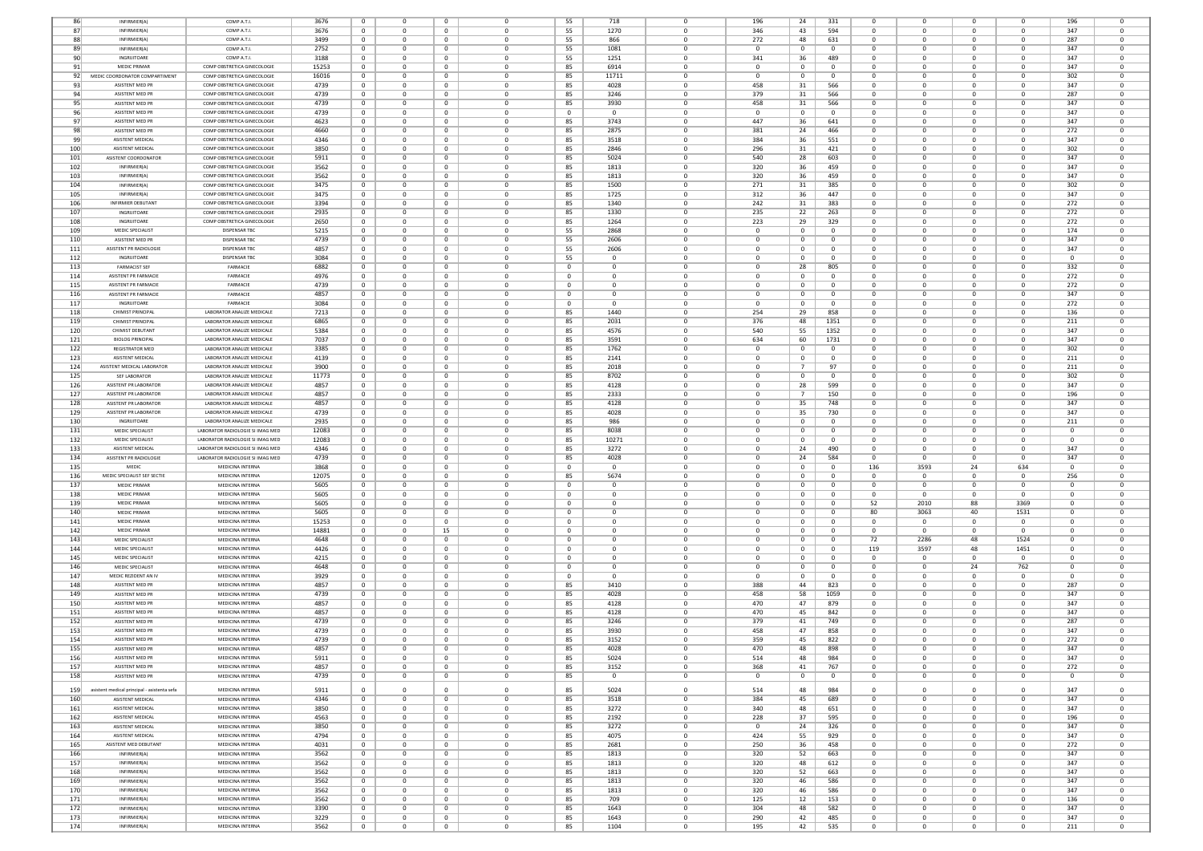| | | | | | | | | | | | | | | | | | | | |
|---|---|---|---|---|---|---|---|---|---|---|---|---|---|---|---|---|---|---|---|
| 86 | INFIRMIER(A) | COMP A.T.I. | 3676 | 0 | 0 | 0 | 0 | 55 | 718 | 0 | 196 | 24 | 331 | 0 | 0 | 0 | 0 | 196 | 0 |
| 87 | INFIRMIER(A) | COMP A.T.I. | 3676 | 0 | 0 | 0 | 0 | 55 | 1270 | 0 | 346 | 43 | 594 | 0 | 0 | 0 | 0 | 347 | 0 |
| 88 | INFIRMIER(A) | COMP A.T.I. | 3499 | 0 | 0 | 0 | 0 | 55 | 866 | 0 | 272 | 48 | 631 | 0 | 0 | 0 | 0 | 287 | 0 |
| 89 | INFIRMIER(A) | COMP A.T.I. | 2752 | 0 | 0 | 0 | 0 | 55 | 1081 | 0 | 0 | 0 | 0 | 0 | 0 | 0 | 0 | 347 | 0 |
| 90 | INGRIJITOARE | COMP A.T.I. | 3188 | 0 | 0 | 0 | 0 | 55 | 1251 | 0 | 341 | 36 | 489 | 0 | 0 | 0 | 0 | 347 | 0 |
| 91 | MEDIC PRIMAR | COMP OBSTRETICA GINECOLOGIE | 15253 | 0 | 0 | 0 | 0 | 85 | 6914 | 0 | 0 | 0 | 0 | 0 | 0 | 0 | 0 | 347 | 0 |
| 92 | MEDIC COORDONATOR COMPARTIMENT | COMP OBSTRETICA GINECOLOGIE | 16016 | 0 | 0 | 0 | 0 | 85 | 11711 | 0 | 0 | 0 | 0 | 0 | 0 | 0 | 0 | 302 | 0 |
| 93 | ASISTENT MED PR | COMP OBSTRETICA GINECOLOGIE | 4739 | 0 | 0 | 0 | 0 | 85 | 4028 | 0 | 458 | 31 | 566 | 0 | 0 | 0 | 0 | 347 | 0 |
| 94 | ASISTENT MED PR | COMP OBSTRETICA GINECOLOGIE | 4739 | 0 | 0 | 0 | 0 | 85 | 3246 | 0 | 379 | 31 | 566 | 0 | 0 | 0 | 0 | 287 | 0 |
| 95 | ASISTENT MED PR | COMP OBSTRETICA GINECOLOGIE | 4739 | 0 | 0 | 0 | 0 | 85 | 3930 | 0 | 458 | 31 | 566 | 0 | 0 | 0 | 0 | 347 | 0 |
| 96 | ASISTENT MED PR | COMP OBSTRETICA GINECOLOGIE | 4739 | 0 | 0 | 0 | 0 | 0 | 0 | 0 | 0 | 0 | 0 | 0 | 0 | 0 | 0 | 347 | 0 |
| 97 | ASISTENT MED PR | COMP OBSTRETICA GINECOLOGIE | 4623 | 0 | 0 | 0 | 0 | 85 | 3743 | 0 | 447 | 36 | 641 | 0 | 0 | 0 | 0 | 347 | 0 |
| 98 | ASISTENT MED PR | COMP OBSTRETICA GINECOLOGIE | 4660 | 0 | 0 | 0 | 0 | 85 | 2875 | 0 | 381 | 24 | 466 | 0 | 0 | 0 | 0 | 272 | 0 |
| 99 | ASISTENT MEDICAL | COMP OBSTRETICA GINECOLOGIE | 4346 | 0 | 0 | 0 | 0 | 85 | 3518 | 0 | 384 | 36 | 551 | 0 | 0 | 0 | 0 | 347 | 0 |
| 100 | ASISTENT MEDICAL | COMP OBSTRETICA GINECOLOGIE | 3850 | 0 | 0 | 0 | 0 | 85 | 2846 | 0 | 296 | 31 | 421 | 0 | 0 | 0 | 0 | 302 | 0 |
| 101 | ASISTENT COORDONATOR | COMP OBSTRETICA GINECOLOGIE | 5911 | 0 | 0 | 0 | 0 | 85 | 5024 | 0 | 540 | 28 | 603 | 0 | 0 | 0 | 0 | 347 | 0 |
| 102 | INFIRMIER(A) | COMP OBSTRETICA GINECOLOGIE | 3562 | 0 | 0 | 0 | 0 | 85 | 1813 | 0 | 320 | 36 | 459 | 0 | 0 | 0 | 0 | 347 | 0 |
| 103 | INFIRMIER(A) | COMP OBSTRETICA GINECOLOGIE | 3562 | 0 | 0 | 0 | 0 | 85 | 1813 | 0 | 320 | 36 | 459 | 0 | 0 | 0 | 0 | 347 | 0 |
| 104 | INFIRMIER(A) | COMP OBSTRETICA GINECOLOGIE | 3475 | 0 | 0 | 0 | 0 | 85 | 1500 | 0 | 271 | 31 | 385 | 0 | 0 | 0 | 0 | 302 | 0 |
| 105 | INFIRMIER(A) | COMP OBSTRETICA GINECOLOGIE | 3475 | 0 | 0 | 0 | 0 | 85 | 1725 | 0 | 312 | 36 | 447 | 0 | 0 | 0 | 0 | 347 | 0 |
| 106 | INFIRMIER DEBUTANT | COMP OBSTRETICA GINECOLOGIE | 3394 | 0 | 0 | 0 | 0 | 85 | 1340 | 0 | 242 | 31 | 383 | 0 | 0 | 0 | 0 | 272 | 0 |
| 107 | INGRIJITOARE | COMP OBSTRETICA GINECOLOGIE | 2935 | 0 | 0 | 0 | 0 | 85 | 1330 | 0 | 235 | 22 | 263 | 0 | 0 | 0 | 0 | 272 | 0 |
| 108 | INGRIJITOARE | COMP OBSTRETICA GINECOLOGIE | 2650 | 0 | 0 | 0 | 0 | 85 | 1264 | 0 | 223 | 29 | 329 | 0 | 0 | 0 | 0 | 272 | 0 |
| 109 | MEDIC SPECIALIST | DISPENSAR TBC | 5215 | 0 | 0 | 0 | 0 | 55 | 2868 | 0 | 0 | 0 | 0 | 0 | 0 | 0 | 0 | 174 | 0 |
| 110 | ASISTENT MED PR | DISPENSAR TBC | 4739 | 0 | 0 | 0 | 0 | 55 | 2606 | 0 | 0 | 0 | 0 | 0 | 0 | 0 | 0 | 347 | 0 |
| 111 | ASISTENT PR RADIOLOGIE | DISPENSAR TBC | 4857 | 0 | 0 | 0 | 0 | 55 | 2606 | 0 | 0 | 0 | 0 | 0 | 0 | 0 | 0 | 347 | 0 |
| 112 | INGRIJITOARE | DISPENSAR TBC | 3084 | 0 | 0 | 0 | 0 | 55 | 0 | 0 | 0 | 0 | 0 | 0 | 0 | 0 | 0 | 0 | 0 |
| 113 | FARMACIST SEF | FARMACIE | 6882 | 0 | 0 | 0 | 0 | 0 | 0 | 0 | 0 | 28 | 805 | 0 | 0 | 0 | 0 | 332 | 0 |
| 114 | ASISTENT PR FARMACIE | FARMACIE | 4976 | 0 | 0 | 0 | 0 | 0 | 0 | 0 | 0 | 0 | 0 | 0 | 0 | 0 | 0 | 272 | 0 |
| 115 | ASISTENT PR FARMACIE | FARMACIE | 4739 | 0 | 0 | 0 | 0 | 0 | 0 | 0 | 0 | 0 | 0 | 0 | 0 | 0 | 0 | 272 | 0 |
| 116 | ASISTENT PR FARMACIE | FARMACIE | 4857 | 0 | 0 | 0 | 0 | 0 | 0 | 0 | 0 | 0 | 0 | 0 | 0 | 0 | 0 | 347 | 0 |
| 117 | INGRIJITOARE | FARMACIE | 3084 | 0 | 0 | 0 | 0 | 0 | 0 | 0 | 0 | 0 | 0 | 0 | 0 | 0 | 0 | 272 | 0 |
| 118 | CHIMIST PRINCIPAL | LABORATOR ANALIZE MEDICALE | 7213 | 0 | 0 | 0 | 0 | 85 | 1440 | 0 | 254 | 29 | 858 | 0 | 0 | 0 | 0 | 136 | 0 |
| 119 | CHIMIST PRINCIPAL | LABORATOR ANALIZE MEDICALE | 6865 | 0 | 0 | 0 | 0 | 85 | 2031 | 0 | 376 | 48 | 1351 | 0 | 0 | 0 | 0 | 211 | 0 |
| 120 | CHIMIST DEBUTANT | LABORATOR ANALIZE MEDICALE | 5384 | 0 | 0 | 0 | 0 | 85 | 4576 | 0 | 540 | 55 | 1352 | 0 | 0 | 0 | 0 | 347 | 0 |
| 121 | BIOLOG PRINCIPAL | LABORATOR ANALIZE MEDICALE | 7037 | 0 | 0 | 0 | 0 | 85 | 3591 | 0 | 634 | 60 | 1731 | 0 | 0 | 0 | 0 | 347 | 0 |
| 122 | REGISTRATOR MED | LABORATOR ANALIZE MEDICALE | 3385 | 0 | 0 | 0 | 0 | 85 | 1762 | 0 | 0 | 0 | 0 | 0 | 0 | 0 | 0 | 302 | 0 |
| 123 | ASISTENT MEDICAL | LABORATOR ANALIZE MEDICALE | 4139 | 0 | 0 | 0 | 0 | 85 | 2141 | 0 | 0 | 0 | 0 | 0 | 0 | 0 | 0 | 211 | 0 |
| 124 | ASISTENT MEDICAL LABORATOR | LABORATOR ANALIZE MEDICALE | 3900 | 0 | 0 | 0 | 0 | 85 | 2018 | 0 | 0 | 7 | 97 | 0 | 0 | 0 | 0 | 211 | 0 |
| 125 | SEF LABORATOR | LABORATOR ANALIZE MEDICALE | 11773 | 0 | 0 | 0 | 0 | 85 | 8702 | 0 | 0 | 0 | 0 | 0 | 0 | 0 | 0 | 302 | 0 |
| 126 | ASISTENT PR LABORATOR | LABORATOR ANALIZE MEDICALE | 4857 | 0 | 0 | 0 | 0 | 85 | 4128 | 0 | 0 | 28 | 599 | 0 | 0 | 0 | 0 | 347 | 0 |
| 127 | ASISTENT PR LABORATOR | LABORATOR ANALIZE MEDICALE | 4857 | 0 | 0 | 0 | 0 | 85 | 2333 | 0 | 0 | 7 | 150 | 0 | 0 | 0 | 0 | 196 | 0 |
| 128 | ASISTENT PR LABORATOR | LABORATOR ANALIZE MEDICALE | 4857 | 0 | 0 | 0 | 0 | 85 | 4128 | 0 | 0 | 35 | 748 | 0 | 0 | 0 | 0 | 347 | 0 |
| 129 | ASISTENT PR LABORATOR | LABORATOR ANALIZE MEDICALE | 4739 | 0 | 0 | 0 | 0 | 85 | 4028 | 0 | 0 | 35 | 730 | 0 | 0 | 0 | 0 | 347 | 0 |
| 130 | INGRIJITOARE | LABORATOR ANALIZE MEDICALE | 2935 | 0 | 0 | 0 | 0 | 85 | 986 | 0 | 0 | 0 | 0 | 0 | 0 | 0 | 0 | 211 | 0 |
| 131 | MEDIC SPECIALIST | LABORATOR RADIOLOGIE SI IMAG MED | 12083 | 0 | 0 | 0 | 0 | 85 | 8038 | 0 | 0 | 0 | 0 | 0 | 0 | 0 | 0 | 0 | 0 |
| 132 | MEDIC SPECIALIST | LABORATOR RADIOLOGIE SI IMAG MED | 12083 | 0 | 0 | 0 | 0 | 85 | 10271 | 0 | 0 | 0 | 0 | 0 | 0 | 0 | 0 | 0 | 0 |
| 133 | ASISTENT MEDICAL | LABORATOR RADIOLOGIE SI IMAG MED | 4346 | 0 | 0 | 0 | 0 | 85 | 3272 | 0 | 0 | 24 | 490 | 0 | 0 | 0 | 0 | 347 | 0 |
| 134 | ASISTENT PR RADIOLOGIE | LABORATOR RADIOLOGIE SI IMAG MED | 4739 | 0 | 0 | 0 | 0 | 85 | 4028 | 0 | 0 | 24 | 584 | 0 | 0 | 0 | 0 | 347 | 0 |
| 135 | MEDIC | MEDICINA INTERNA | 3868 | 0 | 0 | 0 | 0 | 0 | 0 | 0 | 0 | 0 | 0 | 136 | 3593 | 24 | 634 | 0 | 0 |
| 136 | MEDIC SPECIALIST SEF SECTIE | MEDICINA INTERNA | 12075 | 0 | 0 | 0 | 0 | 85 | 5674 | 0 | 0 | 0 | 0 | 0 | 0 | 0 | 0 | 256 | 0 |
| 137 | MEDIC PRIMAR | MEDICINA INTERNA | 5605 | 0 | 0 | 0 | 0 | 0 | 0 | 0 | 0 | 0 | 0 | 0 | 0 | 0 | 0 | 0 | 0 |
| 138 | MEDIC PRIMAR | MEDICINA INTERNA | 5605 | 0 | 0 | 0 | 0 | 0 | 0 | 0 | 0 | 0 | 0 | 0 | 0 | 0 | 0 | 0 | 0 |
| 139 | MEDIC PRIMAR | MEDICINA INTERNA | 5605 | 0 | 0 | 0 | 0 | 0 | 0 | 0 | 0 | 0 | 0 | 52 | 2010 | 88 | 3369 | 0 | 0 |
| 140 | MEDIC PRIMAR | MEDICINA INTERNA | 5605 | 0 | 0 | 0 | 0 | 0 | 0 | 0 | 0 | 0 | 0 | 80 | 3063 | 40 | 1531 | 0 | 0 |
| 141 | MEDIC PRIMAR | MEDICINA INTERNA | 15253 | 0 | 0 | 0 | 0 | 0 | 0 | 0 | 0 | 0 | 0 | 0 | 0 | 0 | 0 | 0 | 0 |
| 142 | MEDIC PRIMAR | MEDICINA INTERNA | 14881 | 0 | 0 | 15 | 0 | 0 | 0 | 0 | 0 | 0 | 0 | 0 | 0 | 0 | 0 | 0 | 0 |
| 143 | MEDIC SPECIALIST | MEDICINA INTERNA | 4648 | 0 | 0 | 0 | 0 | 0 | 0 | 0 | 0 | 0 | 0 | 72 | 2286 | 48 | 1524 | 0 | 0 |
| 144 | MEDIC SPECIALIST | MEDICINA INTERNA | 4426 | 0 | 0 | 0 | 0 | 0 | 0 | 0 | 0 | 0 | 0 | 119 | 3597 | 48 | 1451 | 0 | 0 |
| 145 | MEDIC SPECIALIST | MEDICINA INTERNA | 4215 | 0 | 0 | 0 | 0 | 0 | 0 | 0 | 0 | 0 | 0 | 0 | 0 | 0 | 0 | 0 | 0 |
| 146 | MEDIC SPECIALIST | MEDICINA INTERNA | 4648 | 0 | 0 | 0 | 0 | 0 | 0 | 0 | 0 | 0 | 0 | 0 | 0 | 24 | 762 | 0 | 0 |
| 147 | MEDIC REZIDENT AN IV | MEDICINA INTERNA | 3929 | 0 | 0 | 0 | 0 | 0 | 0 | 0 | 0 | 0 | 0 | 0 | 0 | 0 | 0 | 0 | 0 |
| 148 | ASISTENT MED PR | MEDICINA INTERNA | 4857 | 0 | 0 | 0 | 0 | 85 | 3410 | 0 | 388 | 44 | 823 | 0 | 0 | 0 | 0 | 287 | 0 |
| 149 | ASISTENT MED PR | MEDICINA INTERNA | 4739 | 0 | 0 | 0 | 0 | 85 | 4028 | 0 | 458 | 58 | 1059 | 0 | 0 | 0 | 0 | 347 | 0 |
| 150 | ASISTENT MED PR | MEDICINA INTERNA | 4857 | 0 | 0 | 0 | 0 | 85 | 4128 | 0 | 470 | 47 | 879 | 0 | 0 | 0 | 0 | 347 | 0 |
| 151 | ASISTENT MED PR | MEDICINA INTERNA | 4857 | 0 | 0 | 0 | 0 | 85 | 4128 | 0 | 470 | 45 | 842 | 0 | 0 | 0 | 0 | 347 | 0 |
| 152 | ASISTENT MED PR | MEDICINA INTERNA | 4739 | 0 | 0 | 0 | 0 | 85 | 3246 | 0 | 379 | 41 | 749 | 0 | 0 | 0 | 0 | 287 | 0 |
| 153 | ASISTENT MED PR | MEDICINA INTERNA | 4739 | 0 | 0 | 0 | 0 | 85 | 3930 | 0 | 458 | 47 | 858 | 0 | 0 | 0 | 0 | 347 | 0 |
| 154 | ASISTENT MED PR | MEDICINA INTERNA | 4739 | 0 | 0 | 0 | 0 | 85 | 3152 | 0 | 359 | 45 | 822 | 0 | 0 | 0 | 0 | 272 | 0 |
| 155 | ASISTENT MED PR | MEDICINA INTERNA | 4857 | 0 | 0 | 0 | 0 | 85 | 4028 | 0 | 470 | 48 | 898 | 0 | 0 | 0 | 0 | 347 | 0 |
| 156 | ASISTENT MED PR | MEDICINA INTERNA | 5911 | 0 | 0 | 0 | 0 | 85 | 5024 | 0 | 514 | 48 | 984 | 0 | 0 | 0 | 0 | 347 | 0 |
| 157 | ASISTENT MED PR | MEDICINA INTERNA | 4857 | 0 | 0 | 0 | 0 | 85 | 3152 | 0 | 368 | 41 | 767 | 0 | 0 | 0 | 0 | 272 | 0 |
| 158 | ASISTENT MED PR | MEDICINA INTERNA | 4739 | 0 | 0 | 0 | 0 | 85 | 0 | 0 | 0 | 0 | 0 | 0 | 0 | 0 | 0 | 0 | 0 |
| 159 | asistent medical principal - asistenta sefa | MEDICINA INTERNA | 5911 | 0 | 0 | 0 | 0 | 85 | 5024 | 0 | 514 | 48 | 984 | 0 | 0 | 0 | 0 | 347 | 0 |
| 160 | ASISTENT MEDICAL | MEDICINA INTERNA | 4346 | 0 | 0 | 0 | 0 | 85 | 3518 | 0 | 384 | 45 | 689 | 0 | 0 | 0 | 0 | 347 | 0 |
| 161 | ASISTENT MEDICAL | MEDICINA INTERNA | 3850 | 0 | 0 | 0 | 0 | 85 | 3272 | 0 | 340 | 48 | 651 | 0 | 0 | 0 | 0 | 347 | 0 |
| 162 | ASISTENT MEDICAL | MEDICINA INTERNA | 4563 | 0 | 0 | 0 | 0 | 85 | 2192 | 0 | 228 | 37 | 595 | 0 | 0 | 0 | 0 | 196 | 0 |
| 163 | ASISTENT MEDICAL | MEDICINA INTERNA | 3850 | 0 | 0 | 0 | 0 | 85 | 3272 | 0 | 0 | 24 | 326 | 0 | 0 | 0 | 0 | 347 | 0 |
| 164 | ASISTENT MEDICAL | MEDICINA INTERNA | 4794 | 0 | 0 | 0 | 0 | 85 | 4075 | 0 | 424 | 55 | 929 | 0 | 0 | 0 | 0 | 347 | 0 |
| 165 | ASISTENT MED DEBUTANT | MEDICINA INTERNA | 4031 | 0 | 0 | 0 | 0 | 85 | 2681 | 0 | 250 | 36 | 458 | 0 | 0 | 0 | 0 | 272 | 0 |
| 166 | INFIRMIER(A) | MEDICINA INTERNA | 3562 | 0 | 0 | 0 | 0 | 85 | 1813 | 0 | 320 | 52 | 663 | 0 | 0 | 0 | 0 | 347 | 0 |
| 167 | INFIRMIER(A) | MEDICINA INTERNA | 3562 | 0 | 0 | 0 | 0 | 85 | 1813 | 0 | 320 | 48 | 612 | 0 | 0 | 0 | 0 | 347 | 0 |
| 168 | INFIRMIER(A) | MEDICINA INTERNA | 3562 | 0 | 0 | 0 | 0 | 85 | 1813 | 0 | 320 | 52 | 663 | 0 | 0 | 0 | 0 | 347 | 0 |
| 169 | INFIRMIER(A) | MEDICINA INTERNA | 3562 | 0 | 0 | 0 | 0 | 85 | 1813 | 0 | 320 | 46 | 586 | 0 | 0 | 0 | 0 | 347 | 0 |
| 170 | INFIRMIER(A) | MEDICINA INTERNA | 3562 | 0 | 0 | 0 | 0 | 85 | 1813 | 0 | 320 | 46 | 586 | 0 | 0 | 0 | 0 | 347 | 0 |
| 171 | INFIRMIER(A) | MEDICINA INTERNA | 3562 | 0 | 0 | 0 | 0 | 85 | 709 | 0 | 125 | 12 | 153 | 0 | 0 | 0 | 0 | 136 | 0 |
| 172 | INFIRMIER(A) | MEDICINA INTERNA | 3390 | 0 | 0 | 0 | 0 | 85 | 1643 | 0 | 304 | 48 | 582 | 0 | 0 | 0 | 0 | 347 | 0 |
| 173 | INFIRMIER(A) | MEDICINA INTERNA | 3229 | 0 | 0 | 0 | 0 | 85 | 1643 | 0 | 290 | 42 | 485 | 0 | 0 | 0 | 0 | 347 | 0 |
| 174 | INFIRMIER(A) | MEDICINA INTERNA | 3562 | 0 | 0 | 0 | 0 | 85 | 1104 | 0 | 195 | 42 | 535 | 0 | 0 | 0 | 0 | 211 | 0 |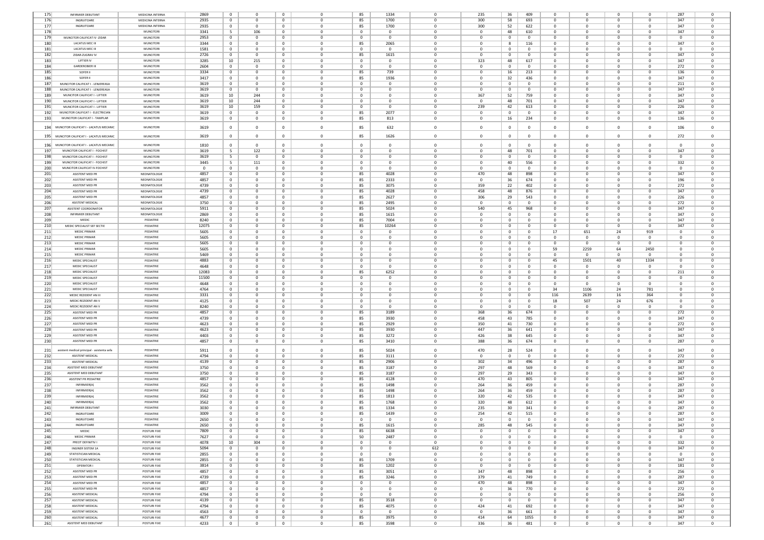| 175 | INFIRMIER DEBUTANT | MEDICINA INTERNA | 2869 | 0 | 0 | 0 | 0 | 85 | 1334 | 0 | 235 | 36 | 409 | 0 | 0 | 0 | 0 | 287 | 0 |
|---|---|---|---|---|---|---|---|---|---|---|---|---|---|---|---|---|---|---|---|
| 176 | INGRIJITOARE | MEDICINA INTERNA | 2935 | 0 | 0 | 0 | 0 | 85 | 1700 | 0 | 300 | 58 | 693 | 0 | 0 | 0 | 0 | 347 | 0 |
| 177 | INGRIJITOARE | MEDICINA INTERNA | 2935 | 0 | 0 | 0 | 0 | 85 | 1700 | 0 | 300 | 52 | 622 | 0 | 0 | 0 | 0 | 347 | 0 |
| 178 | | MUNCITORI | 3341 | 5 | 106 | 0 | 0 | 0 | 0 | 0 | 0 | 48 | 610 | 0 | 0 | 0 | 0 | 347 | 0 |
| 179 | MUNCITOR CALIFICAT IV -ZIDAR | MUNCITORI | 2953 | 0 | 0 | 0 | 0 | 0 | 0 | 0 | 0 | 0 | 0 | 0 | 0 | 0 | 0 | 0 | 0 |
| 180 | LACATUS MEC III | MUNCITORI | 3344 | 0 | 0 | 0 | 0 | 85 | 2065 | 0 | 0 | 8 | 116 | 0 | 0 | 0 | 0 | 347 | 0 |
| 181 | LACATUS MEC III | MUNCITORI | 1581 | 0 | 0 | 0 | 0 | 0 | 0 | 0 | 0 | 0 | 0 | 0 | 0 | 0 | 0 | 0 | 0 |
| 182 | ZIDAR-ZUGRAV IV | MUNCITORI | 2726 | 0 | 0 | 0 | 0 | 85 | 1615 | 0 | 0 | 0 | 0 | 0 | 0 | 0 | 0 | 347 | 0 |
| 183 | LIFTIER IV | MUNCITORI | 3285 | 10 | 215 | 0 | 0 | 0 | 0 | 0 | 323 | 48 | 617 | 0 | 0 | 0 | 0 | 347 | 0 |
| 184 | GARDEROBIER III | MUNCITORI | 2604 | 0 | 0 | 0 | 0 | 0 | 0 | 0 | 0 | 0 | 0 | 0 | 0 | 0 | 0 | 272 | 0 |
| 185 | SOFER II | MUNCITORI | 3334 | 0 | 0 | 0 | 0 | 85 | 739 | 0 | 0 | 16 | 213 | 0 | 0 | 0 | 0 | 136 | 0 |
| 186 | SOFER II | MUNCITORI | 3417 | 0 | 0 | 0 | 0 | 85 | 1936 | 0 | 0 | 32 | 436 | 0 | 0 | 0 | 0 | 347 | 0 |
| 187 | MUNCITOR CALIFICAT I - LENJEREASA | MUNCITORI | 3619 | 0 | 0 | 0 | 0 | 0 | 0 | 0 | 0 | 0 | 0 | 0 | 0 | 0 | 0 | 211 | 0 |
| 188 | MUNCITOR CALIFICAT I - LENJEREASA | MUNCITORI | 3619 | 0 | 0 | 0 | 0 | 0 | 0 | 0 | 0 | 0 | 0 | 0 | 0 | 0 | 0 | 347 | 0 |
| 189 | MUNCITOR CALIFICAT I - LIFTIER | MUNCITORI | 3619 | 10 | 244 | 0 | 0 | 0 | 0 | 0 | 367 | 52 | 759 | 0 | 0 | 0 | 0 | 347 | 0 |
| 190 | MUNCITOR CALIFICAT I - LIFTIER | MUNCITORI | 3619 | 10 | 244 | 0 | 0 | 0 | 0 | 0 | 0 | 48 | 701 | 0 | 0 | 0 | 0 | 347 | 0 |
| 191 | MUNCITOR CALIFICAT I - LIFTIER | MUNCITORI | 3619 | 10 | 159 | 0 | 0 | 0 | 0 | 0 | 239 | 42 | 613 | 0 | 0 | 0 | 0 | 226 | 0 |
| 192 | MUNCITOR CALIFICAT I - ELECTRICIAN | MUNCITORI | 3619 | 0 | 0 | 0 | 0 | 85 | 2077 | 0 | 0 | 0 | 0 | 0 | 0 | 0 | 0 | 347 | 0 |
| 193 | MUNCITOR CALIFICAT I - TAMPLAR | MUNCITORI | 3619 | 0 | 0 | 0 | 0 | 85 | 813 | 0 | 0 | 16 | 234 | 0 | 0 | 0 | 0 | 136 | 0 |
| 194 | MUNCITOR CALIFICAT I - LACATUS MECANIC | MUNCITORI | 3619 | 0 | 0 | 0 | 0 | 85 | 632 | 0 | 0 | 0 | 0 | 0 | 0 | 0 | 0 | 106 | 0 |
| 195 | MUNCITOR CALIFICAT I - LACATUS MECANIC | MUNCITORI | 3619 | 0 | 0 | 0 | 0 | 85 | 1626 | 0 | 0 | 0 | 0 | 0 | 0 | 0 | 0 | 272 | 0 |
| 196 | MUNCITOR CALIFICAT I - LACATUS MECANIC | MUNCITORI | 1810 | 0 | 0 | 0 | 0 | 0 | 0 | 0 | 0 | 0 | 0 | 0 | 0 | 0 | 0 | 0 | 0 |
| 197 | MUNCITOR CALIFICAT I - FOCHIST | MUNCITORI | 3619 | 5 | 122 | 0 | 0 | 0 | 0 | 0 | 0 | 48 | 701 | 0 | 0 | 0 | 0 | 347 | 0 |
| 198 | MUNCITOR CALIFICAT I - FOCHIST | MUNCITORI | 3619 | 5 | 0 | 0 | 0 | 0 | 0 | 0 | 0 | 0 | 0 | 0 | 0 | 0 | 0 | 0 | 0 |
| 199 | MUNCITOR CALIFICAT I - FOCHIST | MUNCITORI | 3445 | 5 | 111 | 0 | 0 | 0 | 0 | 0 | 0 | 40 | 556 | 0 | 0 | 0 | 0 | 332 | 0 |
| 200 | MUNCITOR CALIFICAT IV-FOCHIST | MUNCITORI | 0 | 0 | 0 | 0 | 0 | 0 | 0 | 0 | 0 | 0 | 0 | 0 | 0 | 0 | 0 | 0 | 0 |
| 201 | ASISTENT MED PR | NEONATOLOGIE | 4857 | 0 | 0 | 0 | 0 | 85 | 4028 | 0 | 470 | 48 | 898 | 0 | 0 | 0 | 0 | 347 | 0 |
| 202 | ASISTENT MED PR | NEONATOLOGIE | 4857 | 0 | 0 | 0 | 0 | 85 | 2333 | 0 | 0 | 36 | 674 | 0 | 0 | 0 | 0 | 196 | 0 |
| 203 | ASISTENT MED PR | NEONATOLOGIE | 4739 | 0 | 0 | 0 | 0 | 85 | 3075 | 0 | 359 | 22 | 402 | 0 | 0 | 0 | 0 | 272 | 0 |
| 204 | ASISTENT MED PR | NEONATOLOGIE | 4739 | 0 | 0 | 0 | 0 | 85 | 4028 | 0 | 458 | 48 | 876 | 0 | 0 | 0 | 0 | 347 | 0 |
| 205 | ASISTENT MED PR | NEONATOLOGIE | 4857 | 0 | 0 | 0 | 0 | 85 | 2627 | 0 | 306 | 29 | 543 | 0 | 0 | 0 | 0 | 226 | 0 |
| 206 | ASISTENT MEDICAL | NEONATOLOGIE | 3750 | 0 | 0 | 0 | 0 | 85 | 2495 | 0 | 0 | 0 | 0 | 0 | 0 | 0 | 0 | 272 | 0 |
| 207 | ASISTENT COORDONATOR | NEONATOLOGIE | 5911 | 0 | 0 | 0 | 0 | 85 | 5024 | 0 | 540 | 45 | 968 | 0 | 0 | 0 | 0 | 347 | 0 |
| 208 | INFIRMIER DEBUTANT | NEONATOLOGIE | 2869 | 0 | 0 | 0 | 0 | 85 | 1615 | 0 | 0 | 0 | 0 | 0 | 0 | 0 | 0 | 347 | 0 |
| 209 | MEDIC | PEDIATRIE | 8240 | 0 | 0 | 0 | 0 | 85 | 7004 | 0 | 0 | 0 | 0 | 0 | 0 | 0 | 0 | 347 | 0 |
| 210 | MEDIC SPECIALIST SEF SECTIE | PEDIATRIE | 12075 | 0 | 0 | 0 | 0 | 85 | 10264 | 0 | 0 | 0 | 0 | 0 | 0 | 0 | 0 | 347 | 0 |
| 211 | MEDIC PRIMAR | PEDIATRIE | 5605 | 0 | 0 | 0 | 0 | 0 | 0 | 0 | 0 | 0 | 0 | 17 | 651 | 24 | 919 | 0 | 0 |
| 212 | MEDIC PRIMAR | PEDIATRIE | 5605 | 0 | 0 | 0 | 0 | 0 | 0 | 0 | 0 | 0 | 0 | 0 | 0 | 0 | 0 | 0 | 0 |
| 213 | MEDIC PRIMAR | PEDIATRIE | 5605 | 0 | 0 | 0 | 0 | 0 | 0 | 0 | 0 | 0 | 0 | 0 | 0 | 0 | 0 | 0 | 0 |
| 214 | MEDIC PRIMAR | PEDIATRIE | 5605 | 0 | 0 | 0 | 0 | 0 | 0 | 0 | 0 | 0 | 0 | 59 | 2259 | 64 | 2450 | 0 | 0 |
| 215 | MEDIC PRIMAR | PEDIATRIE | 5469 | 0 | 0 | 0 | 0 | 0 | 0 | 0 | 0 | 0 | 0 | 0 | 0 | 0 | 0 | 0 | 0 |
| 216 | MEDIC SPECIALIST | PEDIATRIE | 4883 | 0 | 0 | 0 | 0 | 0 | 0 | 0 | 0 | 0 | 0 | 45 | 1501 | 40 | 1334 | 0 | 0 |
| 217 | MEDIC SPECIALIST | PEDIATRIE | 4648 | 0 | 0 | 0 | 0 | 0 | 0 | 0 | 0 | 0 | 0 | 0 | 0 | 0 | 0 | 0 | 0 |
| 218 | MEDIC SPECIALIST | PEDIATRIE | 12083 | 0 | 0 | 0 | 0 | 85 | 6252 | 0 | 0 | 0 | 0 | 0 | 0 | 0 | 0 | 211 | 0 |
| 219 | MEDIC SPECIALIST | PEDIATRIE | 11500 | 0 | 0 | 0 | 0 | 0 | 0 | 0 | 0 | 0 | 0 | 0 | 0 | 0 | 0 | 0 | 0 |
| 220 | MEDIC SPECIALIST | PEDIATRIE | 4648 | 0 | 0 | 0 | 0 | 0 | 0 | 0 | 0 | 0 | 0 | 0 | 0 | 0 | 0 | 0 | 0 |
| 221 | MEDIC SPECIALIST | PEDIATRIE | 4764 | 0 | 0 | 0 | 0 | 0 | 0 | 0 | 0 | 0 | 0 | 34 | 1106 | 24 | 781 | 0 | 0 |
| 222 | MEDIC REZIDENT AN III | PEDIATRIE | 3331 | 0 | 0 | 0 | 0 | 0 | 0 | 0 | 0 | 0 | 0 | 116 | 2639 | 16 | 364 | 0 | 0 |
| 223 | MEDIC REZIDENT AN V | PEDIATRIE | 4125 | 0 | 0 | 0 | 0 | 0 | 0 | 0 | 0 | 0 | 0 | 18 | 507 | 24 | 676 | 0 | 0 |
| 224 | MEDIC REZIDENT AN V | PEDIATRIE | 8240 | 0 | 0 | 0 | 0 | 0 | 0 | 0 | 0 | 0 | 0 | 0 | 0 | 0 | 0 | 0 | 0 |
| 225 | ASISTENT MED PR | PEDIATRIE | 4857 | 0 | 0 | 0 | 0 | 85 | 3189 | 0 | 368 | 36 | 674 | 0 | 0 | 0 | 0 | 272 | 0 |
| 226 | ASISTENT MED PR | PEDIATRIE | 4739 | 0 | 0 | 0 | 0 | 85 | 3930 | 0 | 458 | 43 | 785 | 0 | 0 | 0 | 0 | 347 | 0 |
| 227 | ASISTENT MED PR | PEDIATRIE | 4623 | 0 | 0 | 0 | 0 | 85 | 2929 | 0 | 350 | 41 | 730 | 0 | 0 | 0 | 0 | 272 | 0 |
| 228 | ASISTENT MED PR | PEDIATRIE | 4623 | 0 | 0 | 0 | 0 | 85 | 3930 | 0 | 447 | 36 | 641 | 0 | 0 | 0 | 0 | 347 | 0 |
| 229 | ASISTENT MED PR | PEDIATRIE | 4403 | 0 | 0 | 0 | 0 | 85 | 3272 | 0 | 426 | 38 | 645 | 0 | 0 | 0 | 0 | 347 | 0 |
| 230 | ASISTENT MED PR | PEDIATRIE | 4857 | 0 | 0 | 0 | 0 | 85 | 3410 | 0 | 388 | 36 | 674 | 0 | 0 | 0 | 0 | 287 | 0 |
| 231 | asistent medical principal - asistenta sefa | PEDIATRIE | 5911 | 0 | 0 | 0 | 0 | 85 | 5024 | 0 | 470 | 28 | 524 | 0 | 0 | 0 | 0 | 347 | 0 |
| 232 | ASISTENT MEDICAL | PEDIATRIE | 4794 | 0 | 0 | 0 | 0 | 85 | 3111 | 0 | 0 | 0 | 0 | 0 | 0 | 0 | 0 | 272 | 0 |
| 233 | ASISTENT MEDICAL | PEDIATRIE | 4139 | 0 | 0 | 0 | 0 | 85 | 2906 | 0 | 302 | 34 | 496 | 0 | 0 | 0 | 0 | 287 | 0 |
| 234 | ASISTENT MED DEBUTANT | PEDIATRIE | 3750 | 0 | 0 | 0 | 0 | 85 | 3187 | 0 | 297 | 48 | 569 | 0 | 0 | 0 | 0 | 347 | 0 |
| 235 | ASISTENT MED DEBUTANT | PEDIATRIE | 3750 | 0 | 0 | 0 | 0 | 85 | 3187 | 0 | 297 | 29 | 343 | 0 | 0 | 0 | 0 | 347 | 0 |
| 236 | ASISTENT PR PEDIATRIE | PEDIATRIE | 4857 | 0 | 0 | 0 | 0 | 85 | 4128 | 0 | 470 | 43 | 805 | 0 | 0 | 0 | 0 | 347 | 0 |
| 237 | INFIRMIER(A) | PEDIATRIE | 3562 | 0 | 0 | 0 | 0 | 85 | 1498 | 0 | 264 | 36 | 459 | 0 | 0 | 0 | 0 | 287 | 0 |
| 238 | INFIRMIER(A) | PEDIATRIE | 3562 | 0 | 0 | 0 | 0 | 85 | 1498 | 0 | 264 | 36 | 459 | 0 | 0 | 0 | 0 | 287 | 0 |
| 239 | INFIRMIER(A) | PEDIATRIE | 3562 | 0 | 0 | 0 | 0 | 85 | 1813 | 0 | 320 | 42 | 535 | 0 | 0 | 0 | 0 | 347 | 0 |
| 240 | INFIRMIER(A) | PEDIATRIE | 3562 | 0 | 0 | 0 | 0 | 85 | 1768 | 0 | 320 | 48 | 612 | 0 | 0 | 0 | 0 | 347 | 0 |
| 241 | INFIRMIER DEBUTANT | PEDIATRIE | 3030 | 0 | 0 | 0 | 0 | 85 | 1334 | 0 | 235 | 30 | 341 | 0 | 0 | 0 | 0 | 287 | 0 |
| 242 | INGRIJITOARE | PEDIATRIE | 3009 | 0 | 0 | 0 | 0 | 85 | 1439 | 0 | 254 | 42 | 515 | 0 | 0 | 0 | 0 | 287 | 0 |
| 243 | INGRIJITOARE | PEDIATRIE | 2650 | 0 | 0 | 0 | 0 | 0 | 0 | 0 | 0 | 0 | 0 | 0 | 0 | 0 | 0 | 347 | 0 |
| 244 | INGRIJITOARE | PEDIATRIE | 2650 | 0 | 0 | 0 | 0 | 85 | 1615 | 0 | 285 | 48 | 545 | 0 | 0 | 0 | 0 | 347 | 0 |
| 245 | MEDIC | POSTURI FIXE | 7809 | 0 | 0 | 0 | 0 | 85 | 6638 | 0 | 0 | 0 | 0 | 0 | 0 | 0 | 0 | 347 | 0 |
| 246 | MEDIC PRIMAR | POSTURI FIXE | 7627 | 0 | 0 | 0 | 0 | 50 | 2487 | 0 | 0 | 0 | 0 | 0 | 0 | 0 | 0 | 0 | 0 |
| 247 | PREOT DEFINITIV I | POSTURI FIXE | 4078 | 10 | 304 | 0 | 0 | 0 | 0 | 0 | 0 | 0 | 0 | 0 | 0 | 0 | 0 | 332 | 0 |
| 248 | INGINER SISTEM 1A | POSTURI FIXE | 5094 | 0 | 0 | 0 | 0 | 0 | 0 | 612 | 0 | 0 | 0 | 0 | 0 | 0 | 0 | 347 | 0 |
| 249 | STATISTICIAN MEDICAL | POSTURI FIXE | 2855 | 0 | 0 | 0 | 0 | 0 | 0 | 0 | 0 | 0 | 0 | 0 | 0 | 0 | 0 | 0 | 0 |
| 250 | STATISTICIAN MEDICAL | POSTURI FIXE | 2855 | 0 | 0 | 0 | 0 | 85 | 1709 | 0 | 0 | 0 | 0 | 0 | 0 | 0 | 0 | 347 | 0 |
| 251 | OPERATOR I | POSTURI FIXE | 3814 | 0 | 0 | 0 | 0 | 85 | 1202 | 0 | 0 | 0 | 0 | 0 | 0 | 0 | 0 | 181 | 0 |
| 252 | ASISTENT MED PR | POSTURI FIXE | 4857 | 0 | 0 | 0 | 0 | 85 | 3051 | 0 | 347 | 48 | 898 | 0 | 0 | 0 | 0 | 256 | 0 |
| 253 | ASISTENT MED PR | POSTURI FIXE | 4739 | 0 | 0 | 0 | 0 | 85 | 3246 | 0 | 379 | 41 | 749 | 0 | 0 | 0 | 0 | 287 | 0 |
| 254 | ASISTENT MED PR | POSTURI FIXE | 4857 | 0 | 0 | 0 | 0 | 0 | 0 | 0 | 470 | 48 | 898 | 0 | 0 | 0 | 0 | 347 | 0 |
| 255 | ASISTENT MED PR | POSTURI FIXE | 4857 | 0 | 0 | 0 | 0 | 0 | 0 | 0 | 0 | 36 | 770 | 0 | 0 | 0 | 0 | 272 | 0 |
| 256 | ASISTENT MEDICAL | POSTURI FIXE | 4794 | 0 | 0 | 0 | 0 | 0 | 0 | 0 | 0 | 0 | 0 | 0 | 0 | 0 | 0 | 256 | 0 |
| 257 | ASISTENT MEDICAL | POSTURI FIXE | 4139 | 0 | 0 | 0 | 0 | 85 | 3518 | 0 | 0 | 0 | 0 | 0 | 0 | 0 | 0 | 347 | 0 |
| 258 | ASISTENT MEDICAL | POSTURI FIXE | 4794 | 0 | 0 | 0 | 0 | 85 | 4075 | 0 | 424 | 41 | 692 | 0 | 0 | 0 | 0 | 347 | 0 |
| 259 | ASISTENT MEDICAL | POSTURI FIXE | 4563 | 0 | 0 | 0 | 0 | 0 | 0 | 0 | 0 | 36 | 661 | 0 | 0 | 0 | 0 | 347 | 0 |
| 260 | ASISTENT MEDICAL | POSTURI FIXE | 4677 | 0 | 0 | 0 | 0 | 85 | 3975 | 0 | 414 | 64 | 1055 | 0 | 0 | 0 | 0 | 347 | 0 |
| 261 | ASISTENT MED DEBUTANT | POSTURI FIXE | 4233 | 0 | 0 | 0 | 0 | 85 | 3598 | 0 | 336 | 36 | 481 | 0 | 0 | 0 | 0 | 347 | 0 |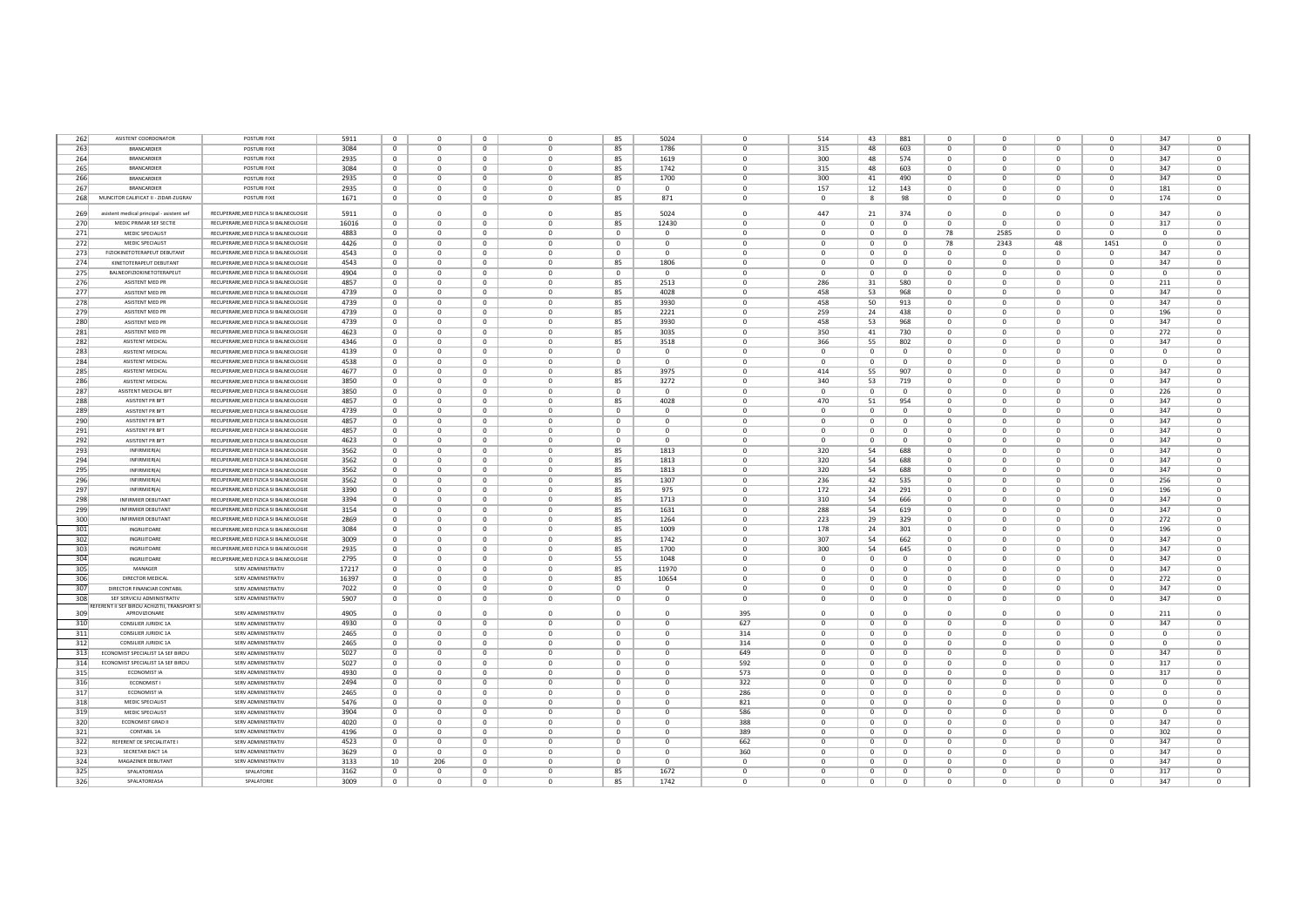| | | | | | | | | | | | | | | | | | | | | |
|---|---|---|---|---|---|---|---|---|---|---|---|---|---|---|---|---|---|---|---|---|
| 262 | ASISTENT COORDONATOR | POSTURI FIXE | 5911 | 0 | 0 | 0 | 0 | 85 | 5024 | 0 | 514 | 43 | 881 | 0 | 0 | 0 | 0 | 347 | 0 |
| 263 | BRANCARDIER | POSTURI FIXE | 3084 | 0 | 0 | 0 | 0 | 85 | 1786 | 0 | 315 | 48 | 603 | 0 | 0 | 0 | 0 | 347 | 0 |
| 264 | BRANCARDIER | POSTURI FIXE | 2935 | 0 | 0 | 0 | 0 | 85 | 1619 | 0 | 300 | 48 | 574 | 0 | 0 | 0 | 0 | 347 | 0 |
| 265 | BRANCARDIER | POSTURI FIXE | 3084 | 0 | 0 | 0 | 0 | 85 | 1742 | 0 | 315 | 48 | 603 | 0 | 0 | 0 | 0 | 347 | 0 |
| 266 | BRANCARDIER | POSTURI FIXE | 2935 | 0 | 0 | 0 | 0 | 85 | 1700 | 0 | 300 | 41 | 490 | 0 | 0 | 0 | 0 | 347 | 0 |
| 267 | BRANCARDIER | POSTURI FIXE | 2935 | 0 | 0 | 0 | 0 | 0 | 0 | 0 | 157 | 12 | 143 | 0 | 0 | 0 | 0 | 181 | 0 |
| 268 | MUNCITOR CALIFICAT II - ZIDAR-ZUGRAV | POSTURI FIXE | 1671 | 0 | 0 | 0 | 0 | 85 | 871 | 0 | 0 | 8 | 98 | 0 | 0 | 0 | 0 | 174 | 0 |
| 269 | asistent medical principal - asistent sef | RECUPERARE,MED FIZICA SI BALNEOLOGIE | 5911 | 0 | 0 | 0 | 0 | 85 | 5024 | 0 | 447 | 21 | 374 | 0 | 0 | 0 | 0 | 347 | 0 |
| 270 | MEDIC PRIMAR SEF SECTIE | RECUPERARE,MED FIZICA SI BALNEOLOGIE | 16016 | 0 | 0 | 0 | 0 | 85 | 12430 | 0 | 0 | 0 | 0 | 0 | 0 | 0 | 0 | 317 | 0 |
| 271 | MEDIC SPECIALIST | RECUPERARE,MED FIZICA SI BALNEOLOGIE | 4883 | 0 | 0 | 0 | 0 | 0 | 0 | 0 | 0 | 0 | 0 | 78 | 2585 | 0 | 0 | 0 | 0 |
| 272 | MEDIC SPECIALIST | RECUPERARE,MED FIZICA SI BALNEOLOGIE | 4426 | 0 | 0 | 0 | 0 | 0 | 0 | 0 | 0 | 0 | 0 | 78 | 2343 | 48 | 1451 | 0 | 0 |
| 273 | FIZIOKINETOTERAPEUT DEBUTANT | RECUPERARE,MED FIZICA SI BALNEOLOGIE | 4543 | 0 | 0 | 0 | 0 | 0 | 0 | 0 | 0 | 0 | 0 | 0 | 0 | 0 | 0 | 347 | 0 |
| 274 | KINETOTERAPEUT DEBUTANT | RECUPERARE,MED FIZICA SI BALNEOLOGIE | 4543 | 0 | 0 | 0 | 0 | 85 | 1806 | 0 | 0 | 0 | 0 | 0 | 0 | 0 | 0 | 347 | 0 |
| 275 | BALNEOFIZIOKINETOTERAPEUT | RECUPERARE,MED FIZICA SI BALNEOLOGIE | 4904 | 0 | 0 | 0 | 0 | 0 | 0 | 0 | 0 | 0 | 0 | 0 | 0 | 0 | 0 | 0 | 0 |
| 276 | ASISTENT MED PR | RECUPERARE,MED FIZICA SI BALNEOLOGIE | 4857 | 0 | 0 | 0 | 0 | 85 | 2513 | 0 | 286 | 31 | 580 | 0 | 0 | 0 | 0 | 211 | 0 |
| 277 | ASISTENT MED PR | RECUPERARE,MED FIZICA SI BALNEOLOGIE | 4739 | 0 | 0 | 0 | 0 | 85 | 4028 | 0 | 458 | 53 | 968 | 0 | 0 | 0 | 0 | 347 | 0 |
| 278 | ASISTENT MED PR | RECUPERARE,MED FIZICA SI BALNEOLOGIE | 4739 | 0 | 0 | 0 | 0 | 85 | 3930 | 0 | 458 | 50 | 913 | 0 | 0 | 0 | 0 | 347 | 0 |
| 279 | ASISTENT MED PR | RECUPERARE,MED FIZICA SI BALNEOLOGIE | 4739 | 0 | 0 | 0 | 0 | 85 | 2221 | 0 | 259 | 24 | 438 | 0 | 0 | 0 | 0 | 196 | 0 |
| 280 | ASISTENT MED PR | RECUPERARE,MED FIZICA SI BALNEOLOGIE | 4739 | 0 | 0 | 0 | 0 | 85 | 3930 | 0 | 458 | 53 | 968 | 0 | 0 | 0 | 0 | 347 | 0 |
| 281 | ASISTENT MED PR | RECUPERARE,MED FIZICA SI BALNEOLOGIE | 4623 | 0 | 0 | 0 | 0 | 85 | 3035 | 0 | 350 | 41 | 730 | 0 | 0 | 0 | 0 | 272 | 0 |
| 282 | ASISTENT MEDICAL | RECUPERARE,MED FIZICA SI BALNEOLOGIE | 4346 | 0 | 0 | 0 | 0 | 85 | 3518 | 0 | 366 | 55 | 802 | 0 | 0 | 0 | 0 | 347 | 0 |
| 283 | ASISTENT MEDICAL | RECUPERARE,MED FIZICA SI BALNEOLOGIE | 4139 | 0 | 0 | 0 | 0 | 0 | 0 | 0 | 0 | 0 | 0 | 0 | 0 | 0 | 0 | 0 | 0 |
| 284 | ASISTENT MEDICAL | RECUPERARE,MED FIZICA SI BALNEOLOGIE | 4538 | 0 | 0 | 0 | 0 | 0 | 0 | 0 | 0 | 0 | 0 | 0 | 0 | 0 | 0 | 0 | 0 |
| 285 | ASISTENT MEDICAL | RECUPERARE,MED FIZICA SI BALNEOLOGIE | 4677 | 0 | 0 | 0 | 0 | 85 | 3975 | 0 | 414 | 55 | 907 | 0 | 0 | 0 | 0 | 347 | 0 |
| 286 | ASISTENT MEDICAL | RECUPERARE,MED FIZICA SI BALNEOLOGIE | 3850 | 0 | 0 | 0 | 0 | 85 | 3272 | 0 | 340 | 53 | 719 | 0 | 0 | 0 | 0 | 347 | 0 |
| 287 | ASISTENT MEDICAL BFT | RECUPERARE,MED FIZICA SI BALNEOLOGIE | 3850 | 0 | 0 | 0 | 0 | 0 | 0 | 0 | 0 | 0 | 0 | 0 | 0 | 0 | 0 | 226 | 0 |
| 288 | ASISTENT PR BFT | RECUPERARE,MED FIZICA SI BALNEOLOGIE | 4857 | 0 | 0 | 0 | 0 | 85 | 4028 | 0 | 470 | 51 | 954 | 0 | 0 | 0 | 0 | 347 | 0 |
| 289 | ASISTENT PR BFT | RECUPERARE,MED FIZICA SI BALNEOLOGIE | 4739 | 0 | 0 | 0 | 0 | 0 | 0 | 0 | 0 | 0 | 0 | 0 | 0 | 0 | 0 | 347 | 0 |
| 290 | ASISTENT PR BFT | RECUPERARE,MED FIZICA SI BALNEOLOGIE | 4857 | 0 | 0 | 0 | 0 | 0 | 0 | 0 | 0 | 0 | 0 | 0 | 0 | 0 | 0 | 347 | 0 |
| 291 | ASISTENT PR BFT | RECUPERARE,MED FIZICA SI BALNEOLOGIE | 4857 | 0 | 0 | 0 | 0 | 0 | 0 | 0 | 0 | 0 | 0 | 0 | 0 | 0 | 0 | 347 | 0 |
| 292 | ASISTENT PR BFT | RECUPERARE,MED FIZICA SI BALNEOLOGIE | 4623 | 0 | 0 | 0 | 0 | 0 | 0 | 0 | 0 | 0 | 0 | 0 | 0 | 0 | 0 | 347 | 0 |
| 293 | INFIRMIER(A) | RECUPERARE,MED FIZICA SI BALNEOLOGIE | 3562 | 0 | 0 | 0 | 0 | 85 | 1813 | 0 | 320 | 54 | 688 | 0 | 0 | 0 | 0 | 347 | 0 |
| 294 | INFIRMIER(A) | RECUPERARE,MED FIZICA SI BALNEOLOGIE | 3562 | 0 | 0 | 0 | 0 | 85 | 1813 | 0 | 320 | 54 | 688 | 0 | 0 | 0 | 0 | 347 | 0 |
| 295 | INFIRMIER(A) | RECUPERARE,MED FIZICA SI BALNEOLOGIE | 3562 | 0 | 0 | 0 | 0 | 85 | 1813 | 0 | 320 | 54 | 688 | 0 | 0 | 0 | 0 | 347 | 0 |
| 296 | INFIRMIER(A) | RECUPERARE,MED FIZICA SI BALNEOLOGIE | 3562 | 0 | 0 | 0 | 0 | 85 | 1307 | 0 | 236 | 42 | 535 | 0 | 0 | 0 | 0 | 256 | 0 |
| 297 | INFIRMIER(A) | RECUPERARE,MED FIZICA SI BALNEOLOGIE | 3390 | 0 | 0 | 0 | 0 | 85 | 975 | 0 | 172 | 24 | 291 | 0 | 0 | 0 | 0 | 196 | 0 |
| 298 | INFIRMIER DEBUTANT | RECUPERARE,MED FIZICA SI BALNEOLOGIE | 3394 | 0 | 0 | 0 | 0 | 85 | 1713 | 0 | 310 | 54 | 666 | 0 | 0 | 0 | 0 | 347 | 0 |
| 299 | INFIRMIER DEBUTANT | RECUPERARE,MED FIZICA SI BALNEOLOGIE | 3154 | 0 | 0 | 0 | 0 | 85 | 1631 | 0 | 288 | 54 | 619 | 0 | 0 | 0 | 0 | 347 | 0 |
| 300 | INFIRMIER DEBUTANT | RECUPERARE,MED FIZICA SI BALNEOLOGIE | 2869 | 0 | 0 | 0 | 0 | 85 | 1264 | 0 | 223 | 29 | 329 | 0 | 0 | 0 | 0 | 272 | 0 |
| 301 | INGRIJITOARE | RECUPERARE,MED FIZICA SI BALNEOLOGIE | 3084 | 0 | 0 | 0 | 0 | 85 | 1009 | 0 | 178 | 24 | 301 | 0 | 0 | 0 | 0 | 196 | 0 |
| 302 | INGRIJITOARE | RECUPERARE,MED FIZICA SI BALNEOLOGIE | 3009 | 0 | 0 | 0 | 0 | 85 | 1742 | 0 | 307 | 54 | 662 | 0 | 0 | 0 | 0 | 347 | 0 |
| 303 | INGRIJITOARE | RECUPERARE,MED FIZICA SI BALNEOLOGIE | 2935 | 0 | 0 | 0 | 0 | 85 | 1700 | 0 | 300 | 54 | 645 | 0 | 0 | 0 | 0 | 347 | 0 |
| 304 | INGRIJITOARE | RECUPERARE,MED FIZICA SI BALNEOLOGIE | 2795 | 0 | 0 | 0 | 0 | 55 | 1048 | 0 | 0 | 0 | 0 | 0 | 0 | 0 | 0 | 347 | 0 |
| 305 | MANAGER | SERV ADMINISTRATIV | 17217 | 0 | 0 | 0 | 0 | 85 | 11970 | 0 | 0 | 0 | 0 | 0 | 0 | 0 | 0 | 347 | 0 |
| 306 | DIRECTOR MEDICAL | SERV ADMINISTRATIV | 16397 | 0 | 0 | 0 | 0 | 85 | 10654 | 0 | 0 | 0 | 0 | 0 | 0 | 0 | 0 | 272 | 0 |
| 307 | DIRECTOR FINANCIAR CONTABIL | SERV ADMINISTRATIV | 7022 | 0 | 0 | 0 | 0 | 0 | 0 | 0 | 0 | 0 | 0 | 0 | 0 | 0 | 0 | 347 | 0 |
| 308 | SEF SERVICIU ADMINISTRATIV | SERV ADMINISTRATIV | 5907 | 0 | 0 | 0 | 0 | 0 | 0 | 0 | 0 | 0 | 0 | 0 | 0 | 0 | 0 | 347 | 0 |
| 309 | REFERENT II SEF BIROU ACHIZITII, TRANSPORT SI APROVIZIONARE | SERV ADMINISTRATIV | 4905 | 0 | 0 | 0 | 0 | 0 | 0 | 395 | 0 | 0 | 0 | 0 | 0 | 0 | 0 | 211 | 0 |
| 310 | CONSILIER JURIDIC 1A | SERV ADMINISTRATIV | 4930 | 0 | 0 | 0 | 0 | 0 | 0 | 627 | 0 | 0 | 0 | 0 | 0 | 0 | 0 | 347 | 0 |
| 311 | CONSILIER JURIDIC 1A | SERV ADMINISTRATIV | 2465 | 0 | 0 | 0 | 0 | 0 | 0 | 314 | 0 | 0 | 0 | 0 | 0 | 0 | 0 | 0 | 0 |
| 312 | CONSILIER JURIDIC 1A | SERV ADMINISTRATIV | 2465 | 0 | 0 | 0 | 0 | 0 | 0 | 314 | 0 | 0 | 0 | 0 | 0 | 0 | 0 | 0 | 0 |
| 313 | ECONOMIST SPECIALIST 1A SEF BIROU | SERV ADMINISTRATIV | 5027 | 0 | 0 | 0 | 0 | 0 | 0 | 649 | 0 | 0 | 0 | 0 | 0 | 0 | 0 | 347 | 0 |
| 314 | ECONOMIST SPECIALIST 1A SEF BIROU | SERV ADMINISTRATIV | 5027 | 0 | 0 | 0 | 0 | 0 | 0 | 592 | 0 | 0 | 0 | 0 | 0 | 0 | 0 | 317 | 0 |
| 315 | ECONOMIST IA | SERV ADMINISTRATIV | 4930 | 0 | 0 | 0 | 0 | 0 | 0 | 573 | 0 | 0 | 0 | 0 | 0 | 0 | 0 | 317 | 0 |
| 316 | ECONOMIST I | SERV ADMINISTRATIV | 2494 | 0 | 0 | 0 | 0 | 0 | 0 | 322 | 0 | 0 | 0 | 0 | 0 | 0 | 0 | 0 | 0 |
| 317 | ECONOMIST IA | SERV ADMINISTRATIV | 2465 | 0 | 0 | 0 | 0 | 0 | 0 | 286 | 0 | 0 | 0 | 0 | 0 | 0 | 0 | 0 | 0 |
| 318 | MEDIC SPECIALIST | SERV ADMINISTRATIV | 5476 | 0 | 0 | 0 | 0 | 0 | 0 | 821 | 0 | 0 | 0 | 0 | 0 | 0 | 0 | 0 | 0 |
| 319 | MEDIC SPECIALIST | SERV ADMINISTRATIV | 3904 | 0 | 0 | 0 | 0 | 0 | 0 | 586 | 0 | 0 | 0 | 0 | 0 | 0 | 0 | 0 | 0 |
| 320 | ECONOMIST GRAD II | SERV ADMINISTRATIV | 4020 | 0 | 0 | 0 | 0 | 0 | 0 | 388 | 0 | 0 | 0 | 0 | 0 | 0 | 0 | 347 | 0 |
| 321 | CONTABIL 1A | SERV ADMINISTRATIV | 4196 | 0 | 0 | 0 | 0 | 0 | 0 | 389 | 0 | 0 | 0 | 0 | 0 | 0 | 0 | 302 | 0 |
| 322 | REFERENT DE SPECIALITATE I | SERV ADMINISTRATIV | 4523 | 0 | 0 | 0 | 0 | 0 | 0 | 662 | 0 | 0 | 0 | 0 | 0 | 0 | 0 | 347 | 0 |
| 323 | SECRETAR DACT 1A | SERV ADMINISTRATIV | 3629 | 0 | 0 | 0 | 0 | 0 | 0 | 360 | 0 | 0 | 0 | 0 | 0 | 0 | 0 | 347 | 0 |
| 324 | MAGAZINER DEBUTANT | SERV ADMINISTRATIV | 3133 | 10 | 206 | 0 | 0 | 0 | 0 | 0 | 0 | 0 | 0 | 0 | 0 | 0 | 0 | 347 | 0 |
| 325 | SPALATOREASA | SPALATORIE | 3162 | 0 | 0 | 0 | 0 | 85 | 1672 | 0 | 0 | 0 | 0 | 0 | 0 | 0 | 0 | 317 | 0 |
| 326 | SPALATOREASA | SPALATORIE | 3009 | 0 | 0 | 0 | 0 | 85 | 1742 | 0 | 0 | 0 | 0 | 0 | 0 | 0 | 0 | 347 | 0 |